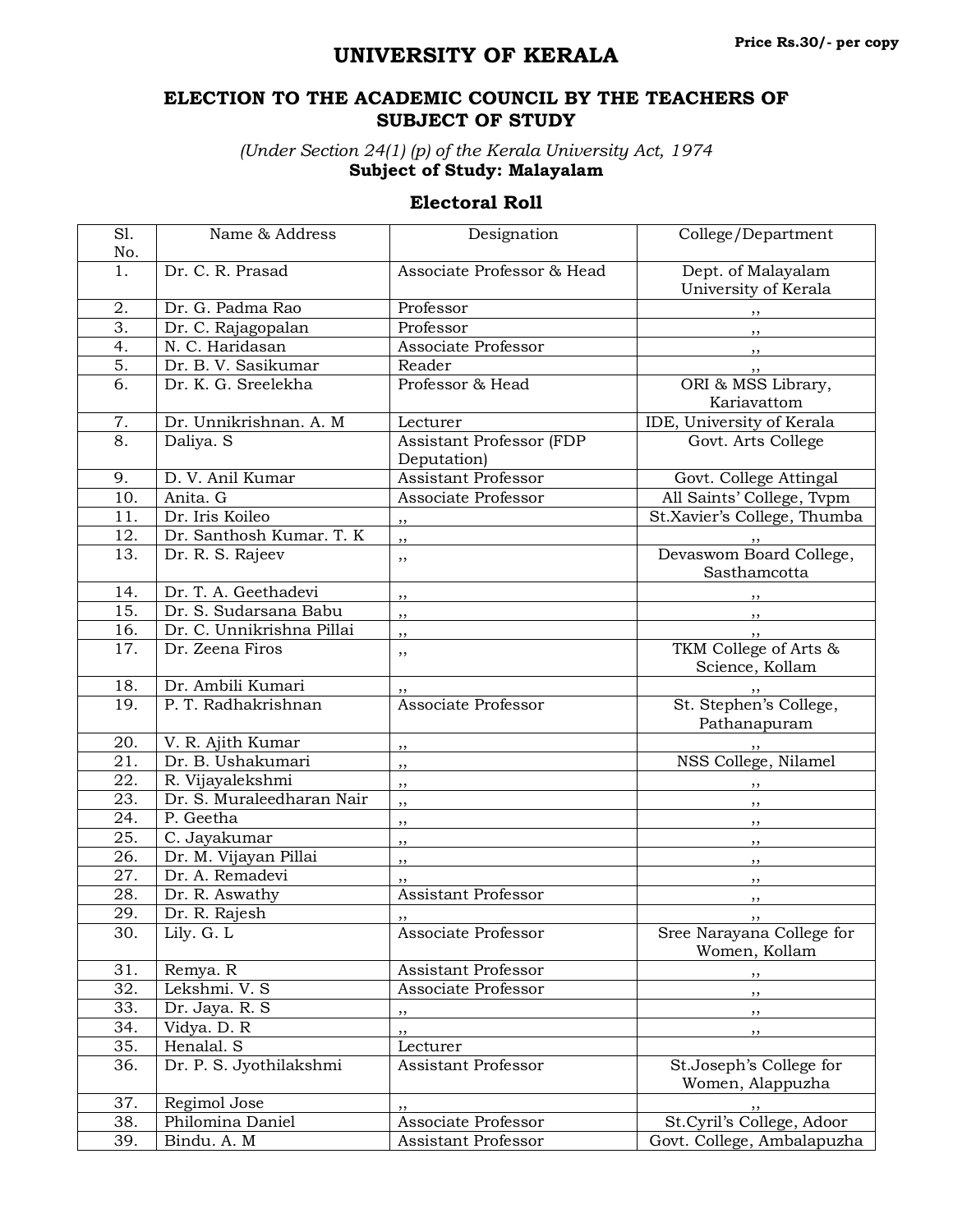Price Rs.30/- per copy

# UNIVERSITY OF KERALA

## ELECTION TO THE ACADEMIC COUNCIL BY THE TEACHERS OF SUBJECT OF STUDY

*(Under Section 24(1) (p) of the Kerala University Act, 1974*
**Subject of Study: Malayalam**

### Electoral Roll

| Sl. No. | Name & Address | Designation | College/Department |
|---|---|---|---|
| 1. | Dr. C. R. Prasad | Associate Professor & Head | Dept. of Malayalam University of Kerala |
| 2. | Dr. G. Padma Rao | Professor | ,, |
| 3. | Dr. C. Rajagopalan | Professor | ,, |
| 4. | N. C. Haridasan | Associate Professor | ,, |
| 5. | Dr. B. V. Sasikumar | Reader | ,, |
| 6. | Dr. K. G. Sreelekha | Professor & Head | ORI & MSS Library, Kariavattom |
| 7. | Dr. Unnikrishnan. A. M | Lecturer | IDE, University of Kerala |
| 8. | Daliya. S | Assistant Professor (FDP Deputation) | Govt. Arts College |
| 9. | D. V. Anil Kumar | Assistant Professor | Govt. College Attingal |
| 10. | Anita. G | Associate Professor | All Saints' College, Tvpm |
| 11. | Dr. Iris Koileo | ,, | St.Xavier's College, Thumba |
| 12. | Dr. Santhosh Kumar. T. K | ,, | ,, |
| 13. | Dr. R. S. Rajeev | ,, | Devaswom Board College, Sasthamcotta |
| 14. | Dr. T. A. Geethadevi | ,, | ,, |
| 15. | Dr. S. Sudarsana Babu | ,, | ,, |
| 16. | Dr. C. Unnikrishna Pillai | ,, | ,, |
| 17. | Dr. Zeena Firos | ,, | TKM College of Arts & Science, Kollam |
| 18. | Dr. Ambili Kumari | ,, | ,, |
| 19. | P. T. Radhakrishnan | Associate Professor | St. Stephen's College, Pathanapuram |
| 20. | V. R. Ajith Kumar | ,, | ,, |
| 21. | Dr. B. Ushakumari | ,, | NSS College, Nilamel |
| 22. | R. Vijayalekshmi | ,, | ,, |
| 23. | Dr. S. Muraleedharan Nair | ,, | ,, |
| 24. | P. Geetha | ,, | ,, |
| 25. | C. Jayakumar | ,, | ,, |
| 26. | Dr. M. Vijayan Pillai | ,, | ,, |
| 27. | Dr. A. Remadevi | ,, | ,, |
| 28. | Dr. R. Aswathy | Assistant Professor | ,, |
| 29. | Dr. R. Rajesh | ,, | ,, |
| 30. | Lily. G. L | Associate Professor | Sree Narayana College for Women, Kollam |
| 31. | Remya. R | Assistant Professor | ,, |
| 32. | Lekshmi. V. S | Associate Professor | ,, |
| 33. | Dr. Jaya. R. S | ,, | ,, |
| 34. | Vidya. D. R | ,, | ,, |
| 35. | Henalal. S | Lecturer | |
| 36. | Dr. P. S. Jyothilakshmi | Assistant Professor | St.Joseph's College for Women, Alappuzha |
| 37. | Regimol Jose | ,, | ,, |
| 38. | Philomina Daniel | Associate Professor | St.Cyril's College, Adoor |
| 39. | Bindu. A. M | Assistant Professor | Govt. College, Ambalapuzha |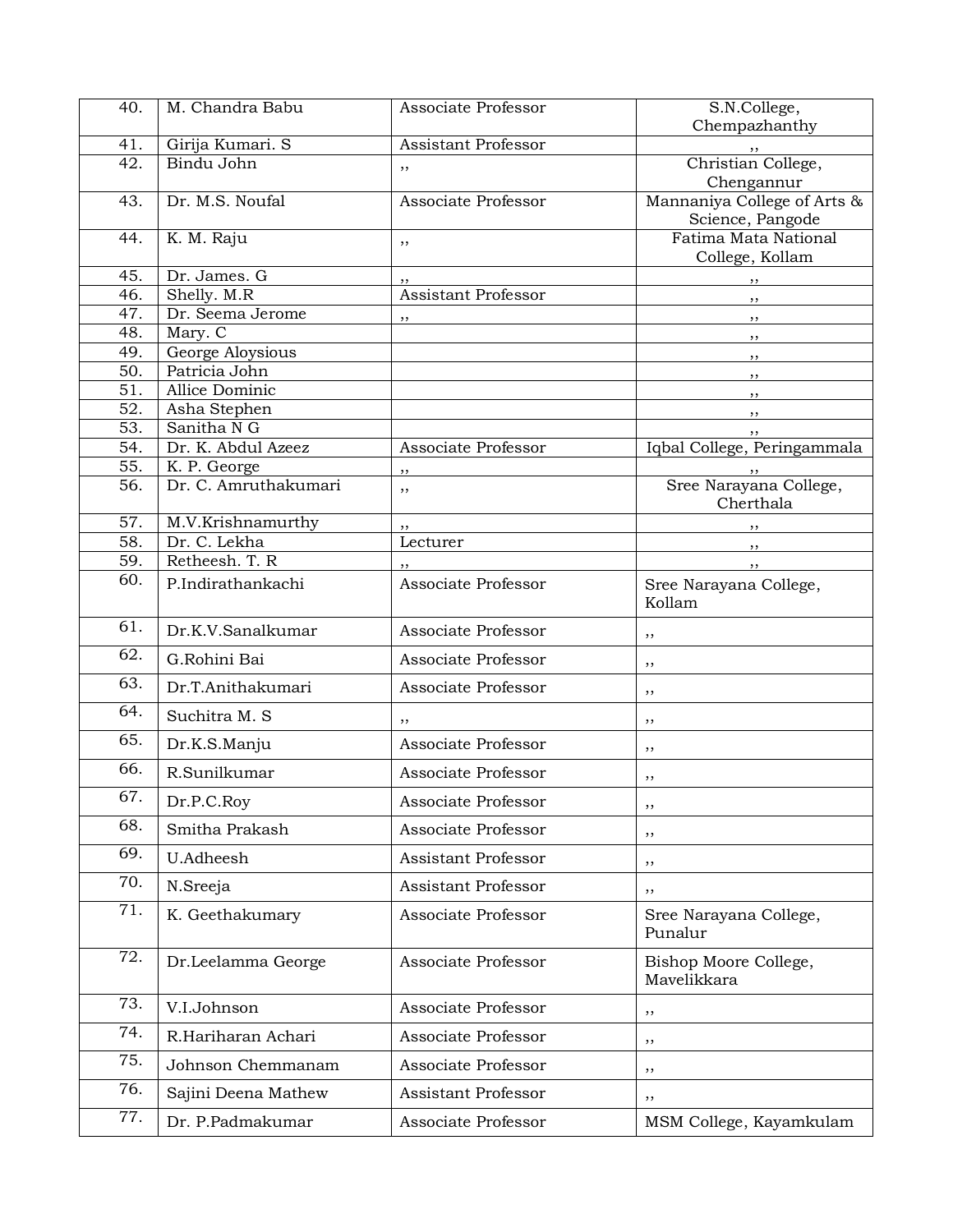| 40. | M. Chandra Babu | Associate Professor | S.N.College, Chempazhanthy |
|---|---|---|---|
| 41. | Girija Kumari. S | Assistant Professor | ,, |
| 42. | Bindu John | ,, | Christian College, Chengannur |
| 43. | Dr. M.S. Noufal | Associate Professor | Mannaniya College of Arts & Science, Pangode |
| 44. | K. M. Raju | ,, | Fatima Mata National College, Kollam |
| 45. | Dr. James. G | ,, | ,, |
| 46. | Shelly. M.R | Assistant Professor | ,, |
| 47. | Dr. Seema Jerome | ,, | ,, |
| 48. | Mary. C | | ,, |
| 49. | George Aloysious | | ,, |
| 50. | Patricia John | | ,, |
| 51. | Allice Dominic | | ,, |
| 52. | Asha Stephen | | ,, |
| 53. | Sanitha N G | | ,, |
| 54. | Dr. K. Abdul Azeez | Associate Professor | Iqbal College, Peringammala |
| 55. | K. P. George | ,, | ,, |
| 56. | Dr. C. Amruthakumari | ,, | Sree Narayana College, Cherthala |
| 57. | M.V.Krishnamurthy | ,, | ,, |
| 58. | Dr. C. Lekha | Lecturer | ,, |
| 59. | Retheesh. T. R | ,, | ,, |
| 60. | P.Indirathankachi | Associate Professor | Sree Narayana College, Kollam |
| 61. | Dr.K.V.Sanalkumar | Associate Professor | ,, |
| 62. | G.Rohini Bai | Associate Professor | ,, |
| 63. | Dr.T.Anithakumari | Associate Professor | ,, |
| 64. | Suchitra M. S | ,, | ,, |
| 65. | Dr.K.S.Manju | Associate Professor | ,, |
| 66. | R.Sunilkumar | Associate Professor | ,, |
| 67. | Dr.P.C.Roy | Associate Professor | ,, |
| 68. | Smitha Prakash | Associate Professor | ,, |
| 69. | U.Adheesh | Assistant Professor | ,, |
| 70. | N.Sreeja | Assistant Professor | ,, |
| 71. | K. Geethakumary | Associate Professor | Sree Narayana College, Punalur |
| 72. | Dr.Leelamma George | Associate Professor | Bishop Moore College, Mavelikkara |
| 73. | V.I.Johnson | Associate Professor | ,, |
| 74. | R.Hariharan Achari | Associate Professor | ,, |
| 75. | Johnson Chemmanam | Associate Professor | ,, |
| 76. | Sajini Deena Mathew | Assistant Professor | ,, |
| 77. | Dr. P.Padmakumar | Associate Professor | MSM College, Kayamkulam |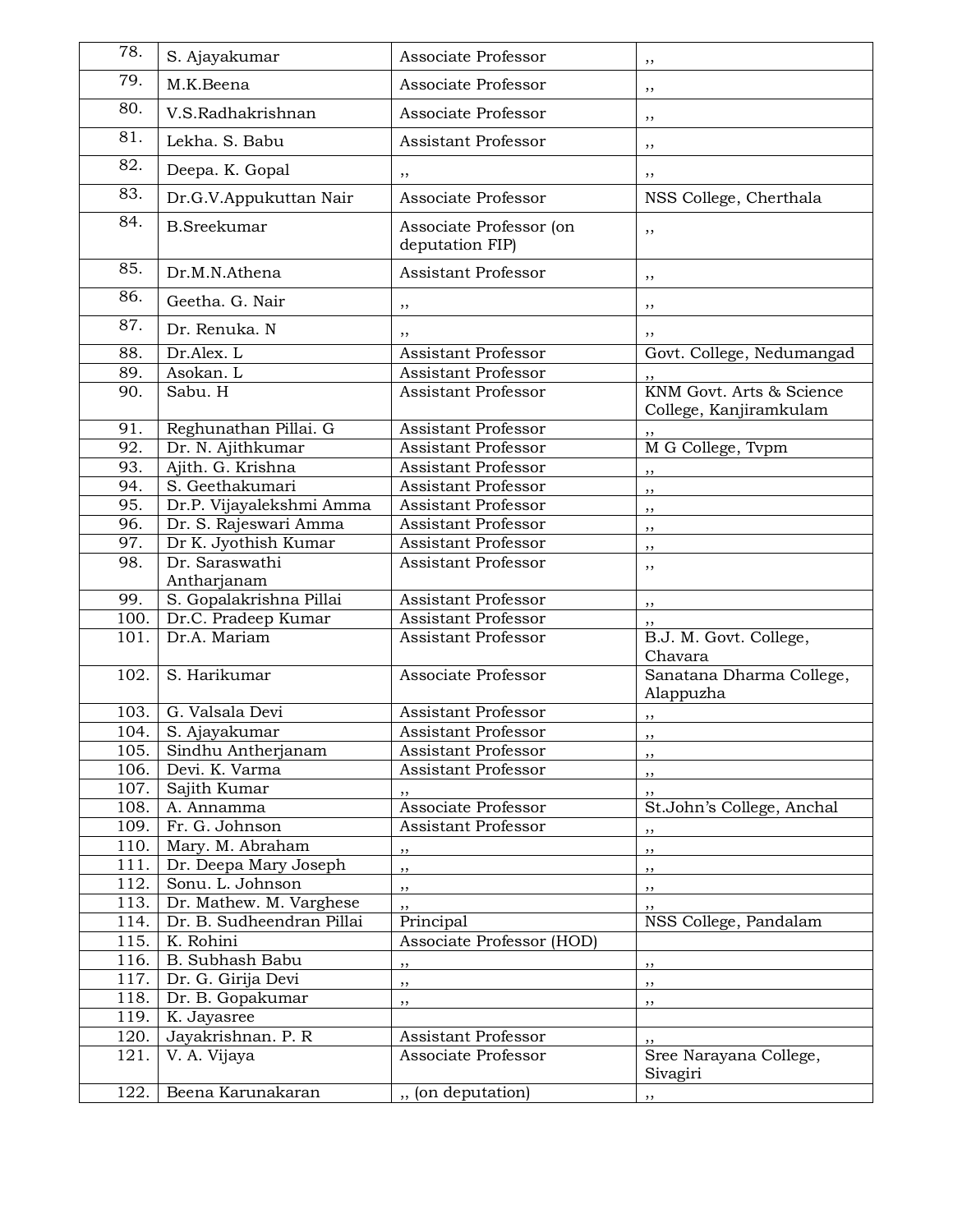| | | | |
|---|---|---|---|
| 78. | S. Ajayakumar | Associate Professor | ,, |
| 79. | M.K.Beena | Associate Professor | ,, |
| 80. | V.S.Radhakrishnan | Associate Professor | ,, |
| 81. | Lekha. S. Babu | Assistant Professor | ,, |
| 82. | Deepa. K. Gopal | ,, | ,, |
| 83. | Dr.G.V.Appukuttan Nair | Associate Professor | NSS College, Cherthala |
| 84. | B.Sreekumar | Associate Professor (on deputation FIP) | ,, |
| 85. | Dr.M.N.Athena | Assistant Professor | ,, |
| 86. | Geetha. G. Nair | ,, | ,, |
| 87. | Dr. Renuka. N | ,, | ,, |
| 88. | Dr.Alex. L | Assistant Professor | Govt. College, Nedumangad |
| 89. | Asokan. L | Assistant Professor | ,, |
| 90. | Sabu. H | Assistant Professor | KNM Govt. Arts & Science College, Kanjiramkulam |
| 91. | Reghunathan Pillai. G | Assistant Professor | ,, |
| 92. | Dr. N. Ajithkumar | Assistant Professor | M G College, Tvpm |
| 93. | Ajith. G. Krishna | Assistant Professor | ,, |
| 94. | S. Geethakumari | Assistant Professor | ,, |
| 95. | Dr.P. Vijayalekshmi Amma | Assistant Professor | ,, |
| 96. | Dr. S. Rajeswari Amma | Assistant Professor | ,, |
| 97. | Dr K. Jyothish Kumar | Assistant Professor | ,, |
| 98. | Dr. Saraswathi Antharjanam | Assistant Professor | ,, |
| 99. | S. Gopalakrishna Pillai | Assistant Professor | ,, |
| 100. | Dr.C. Pradeep Kumar | Assistant Professor | ,, |
| 101. | Dr.A. Mariam | Assistant Professor | B.J. M. Govt. College, Chavara |
| 102. | S. Harikumar | Associate Professor | Sanatana Dharma College, Alappuzha |
| 103. | G. Valsala Devi | Assistant Professor | ,, |
| 104. | S. Ajayakumar | Assistant Professor | ,, |
| 105. | Sindhu Antherjanam | Assistant Professor | ,, |
| 106. | Devi. K. Varma | Assistant Professor | ,, |
| 107. | Sajith Kumar | ,, | ,, |
| 108. | A. Annamma | Associate Professor | St.John's College, Anchal |
| 109. | Fr. G. Johnson | Assistant Professor | ,, |
| 110. | Mary. M. Abraham | ,, | ,, |
| 111. | Dr. Deepa Mary Joseph | ,, | ,, |
| 112. | Sonu. L. Johnson | ,, | ,, |
| 113. | Dr. Mathew. M. Varghese | ,, | ,, |
| 114. | Dr. B. Sudheendran Pillai | Principal | NSS College, Pandalam |
| 115. | K. Rohini | Associate Professor (HOD) | |
| 116. | B. Subhash Babu | ,, | ,, |
| 117. | Dr. G. Girija Devi | ,, | ,, |
| 118. | Dr. B. Gopakumar | ,, | ,, |
| 119. | K. Jayasree | | |
| 120. | Jayakrishnan. P. R | Assistant Professor | ,, |
| 121. | V. A. Vijaya | Associate Professor | Sree Narayana College, Sivagiri |
| 122. | Beena Karunakaran | ,, (on deputation) | ,, |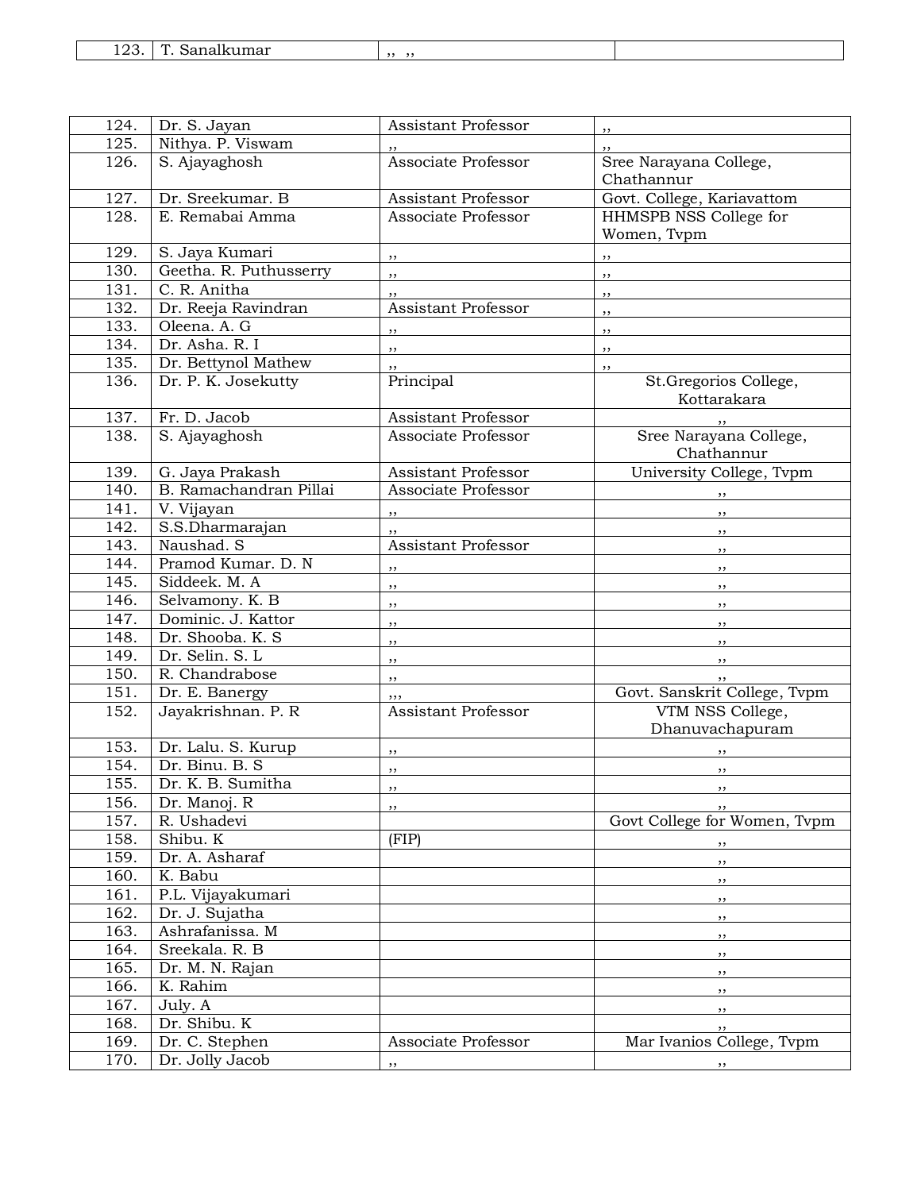| 123. | T. Sanalkumar | ,, ,, | |
|---|---|---|---|

| 124. | Dr. S. Jayan | Assistant Professor | ,, |
|---|---|---|---|
| 125. | Nithya. P. Viswam | ,, | ,, |
| 126. | S. Ajayaghosh | Associate Professor | Sree Narayana College, Chathannur |
| 127. | Dr. Sreekumar. B | Assistant Professor | Govt. College, Kariavattom |
| 128. | E. Remabai Amma | Associate Professor | HHMSPB NSS College for Women, Tvpm |
| 129. | S. Jaya Kumari | ,, | ,, |
| 130. | Geetha. R. Puthusserry | ,, | ,, |
| 131. | C. R. Anitha | ,, | ,, |
| 132. | Dr. Reeja Ravindran | Assistant Professor | ,, |
| 133. | Oleena. A. G | ,, | ,, |
| 134. | Dr. Asha. R. I | ,, | ,, |
| 135. | Dr. Bettynol Mathew | ,, | ,, |
| 136. | Dr. P. K. Josekutty | Principal | St.Gregorios College, Kottarakara |
| 137. | Fr. D. Jacob | Assistant Professor | ,, |
| 138. | S. Ajayaghosh | Associate Professor | Sree Narayana College, Chathannur |
| 139. | G. Jaya Prakash | Assistant Professor | University College, Tvpm |
| 140. | B. Ramachandran Pillai | Associate Professor | ,, |
| 141. | V. Vijayan | ,, | ,, |
| 142. | S.S.Dharmarajan | ,, | ,, |
| 143. | Naushad. S | Assistant Professor | ,, |
| 144. | Pramod Kumar. D. N | ,, | ,, |
| 145. | Siddeek. M. A | ,, | ,, |
| 146. | Selvamony. K. B | ,, | ,, |
| 147. | Dominic. J. Kattor | ,, | ,, |
| 148. | Dr. Shooba. K. S | ,, | ,, |
| 149. | Dr. Selin. S. L | ,, | ,, |
| 150. | R. Chandrabose | ,, | ,, |
| 151. | Dr. E. Banergy | ,,, | Govt. Sanskrit College, Tvpm |
| 152. | Jayakrishnan. P. R | Assistant Professor | VTM NSS College, Dhanuvachapuram |
| 153. | Dr. Lalu. S. Kurup | ,, | ,, |
| 154. | Dr. Binu. B. S | ,, | ,, |
| 155. | Dr. K. B. Sumitha | ,, | ,, |
| 156. | Dr. Manoj. R | ,, | ,, |
| 157. | R. Ushadevi | | Govt College for Women, Tvpm |
| 158. | Shibu. K | (FIP) | ,, |
| 159. | Dr. A. Asharaf | | ,, |
| 160. | K. Babu | | ,, |
| 161. | P.L. Vijayakumari | | ,, |
| 162. | Dr. J. Sujatha | | ,, |
| 163. | Ashrafanissa. M | | ,, |
| 164. | Sreekala. R. B | | ,, |
| 165. | Dr. M. N. Rajan | | ,, |
| 166. | K. Rahim | | ,, |
| 167. | July. A | | ,, |
| 168. | Dr. Shibu. K | | ,, |
| 169. | Dr. C. Stephen | Associate Professor | Mar Ivanios College, Tvpm |
| 170. | Dr. Jolly Jacob | ,, | ,, |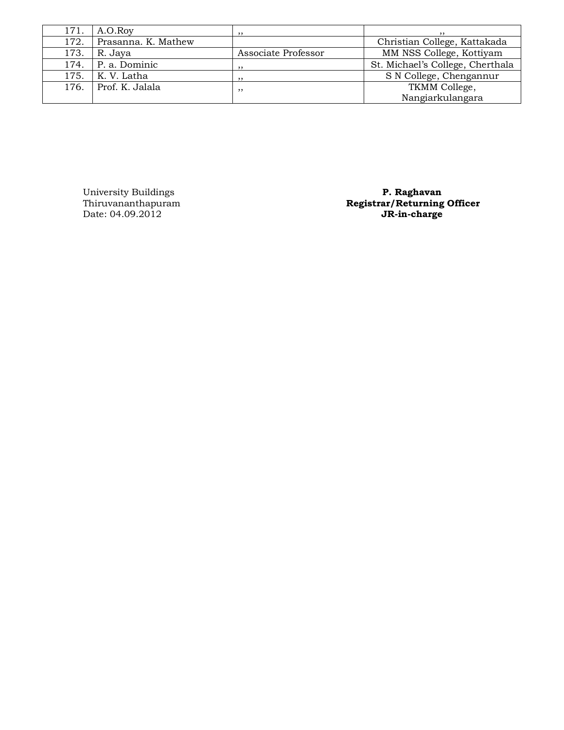| | | | |
|---|---|---|---|
| 171. | A.O.Roy | ,, | ,, |
| 172. | Prasanna. K. Mathew | | Christian College, Kattakada |
| 173. | R. Jaya | Associate Professor | MM NSS College, Kottiyam |
| 174. | P. a. Dominic | ,, | St. Michael's College, Cherthala |
| 175. | K. V. Latha | ,, | S N College, Chengannur |
| 176. | Prof. K. Jalala | ,, | TKMM College, Nangiarkulangara |

University Buildings
Thiruvananthapuram
Date: 04.09.2012

**P. Raghavan**
**Registrar/Returning Officer**
**JR-in-charge**